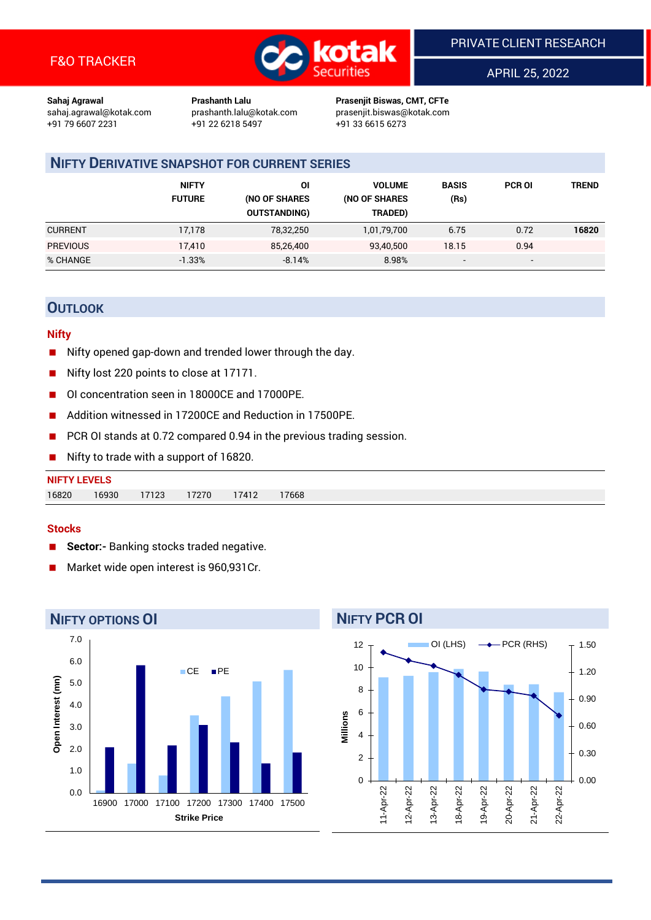F&O TRACKER

PRIVATE CLIENT RESEARCH

APRIL 25, 2022

**Sahaj Agrawal**
sahaj.agrawal@kotak.com
+91 79 6607 2231

**Prashanth Lalu**
prashanth.lalu@kotak.com
+91 22 6218 5497

**Prasenjit Biswas, CMT, CFTe**
prasenjit.biswas@kotak.com
+91 33 6615 6273

## NIFTY DERIVATIVE SNAPSHOT FOR CURRENT SERIES

| | NIFTY FUTURE | OI (NO OF SHARES OUTSTANDING) | VOLUME (NO OF SHARES TRADED) | BASIS (Rs) | PCR OI | TREND |
|---|---|---|---|---|---|---|
| CURRENT | 17,178 | 78,32,250 | 1,01,79,700 | 6.75 | 0.72 | **16820** |
| PREVIOUS | 17,410 | 85,26,400 | 93,40,500 | 18.15 | 0.94 | |
| % CHANGE | -1.33% | -8.14% | 8.98% | - | - | |

## OUTLOOK

### Nifty

- Nifty opened gap-down and trended lower through the day.
- Nifty lost 220 points to close at 17171.
- OI concentration seen in 18000CE and 17000PE.
- Addition witnessed in 17200CE and Reduction in 17500PE.
- PCR OI stands at 0.72 compared 0.94 in the previous trading session.
- Nifty to trade with a support of 16820.

**NIFTY LEVELS**

| 16820 | 16930 | 17123 | 17270 | 17412 | 17668 |
|---|---|---|---|---|---|

### Stocks

- **Sector:-** Banking stocks traded negative.
- Market wide open interest is 960,931Cr.

## NIFTY OPTIONS OI

Open Interest (mn) by Strike Price (CE, PE)

## NIFTY PCR OI

OI (LHS) in Millions, PCR (RHS): 11-Apr-22, 12-Apr-22, 13-Apr-22, 18-Apr-22, 19-Apr-22, 20-Apr-22, 21-Apr-22, 22-Apr-22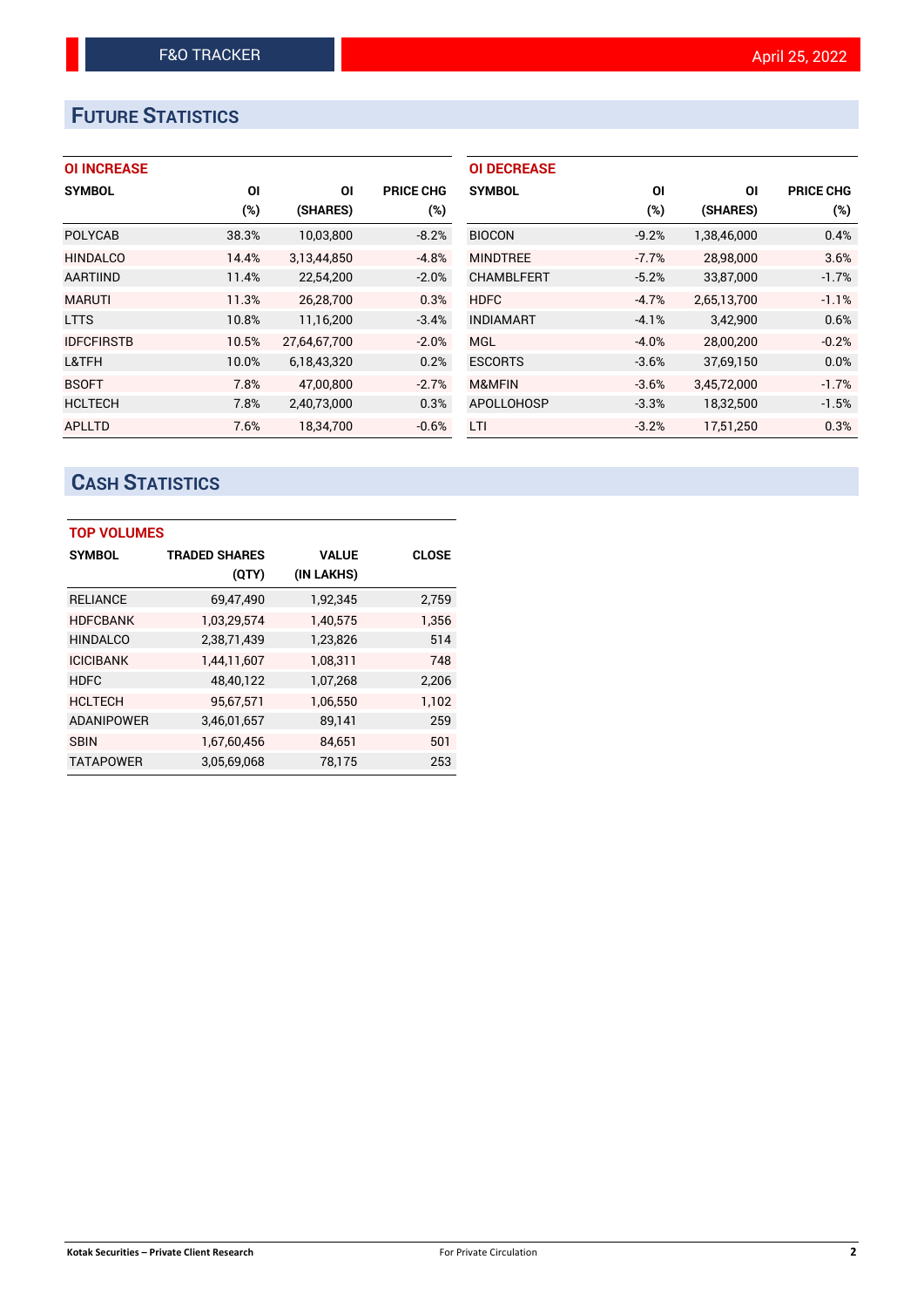# Future Statistics

### OI INCREASE

| SYMBOL | OI (%) | OI (SHARES) | PRICE CHG (%) |
|---|---|---|---|
| POLYCAB | 38.3% | 10,03,800 | -8.2% |
| HINDALCO | 14.4% | 3,13,44,850 | -4.8% |
| AARTIIND | 11.4% | 22,54,200 | -2.0% |
| MARUTI | 11.3% | 26,28,700 | 0.3% |
| LTTS | 10.8% | 11,16,200 | -3.4% |
| IDFCFIRSTB | 10.5% | 27,64,67,700 | -2.0% |
| L&TFH | 10.0% | 6,18,43,320 | 0.2% |
| BSOFT | 7.8% | 47,00,800 | -2.7% |
| HCLTECH | 7.8% | 2,40,73,000 | 0.3% |
| APLLTD | 7.6% | 18,34,700 | -0.6% |

### OI DECREASE

| SYMBOL | OI (%) | OI (SHARES) | PRICE CHG (%) |
|---|---|---|---|
| BIOCON | -9.2% | 1,38,46,000 | 0.4% |
| MINDTREE | -7.7% | 28,98,000 | 3.6% |
| CHAMBLFERT | -5.2% | 33,87,000 | -1.7% |
| HDFC | -4.7% | 2,65,13,700 | -1.1% |
| INDIAMART | -4.1% | 3,42,900 | 0.6% |
| MGL | -4.0% | 28,00,200 | -0.2% |
| ESCORTS | -3.6% | 37,69,150 | 0.0% |
| M&MFIN | -3.6% | 3,45,72,000 | -1.7% |
| APOLLOHOSP | -3.3% | 18,32,500 | -1.5% |
| LTI | -3.2% | 17,51,250 | 0.3% |

# Cash Statistics

### TOP VOLUMES

| SYMBOL | TRADED SHARES (QTY) | VALUE (IN LAKHS) | CLOSE |
|---|---|---|---|
| RELIANCE | 69,47,490 | 1,92,345 | 2,759 |
| HDFCBANK | 1,03,29,574 | 1,40,575 | 1,356 |
| HINDALCO | 2,38,71,439 | 1,23,826 | 514 |
| ICICIBANK | 1,44,11,607 | 1,08,311 | 748 |
| HDFC | 48,40,122 | 1,07,268 | 2,206 |
| HCLTECH | 95,67,571 | 1,06,550 | 1,102 |
| ADANIPOWER | 3,46,01,657 | 89,141 | 259 |
| SBIN | 1,67,60,456 | 84,651 | 501 |
| TATAPOWER | 3,05,69,068 | 78,175 | 253 |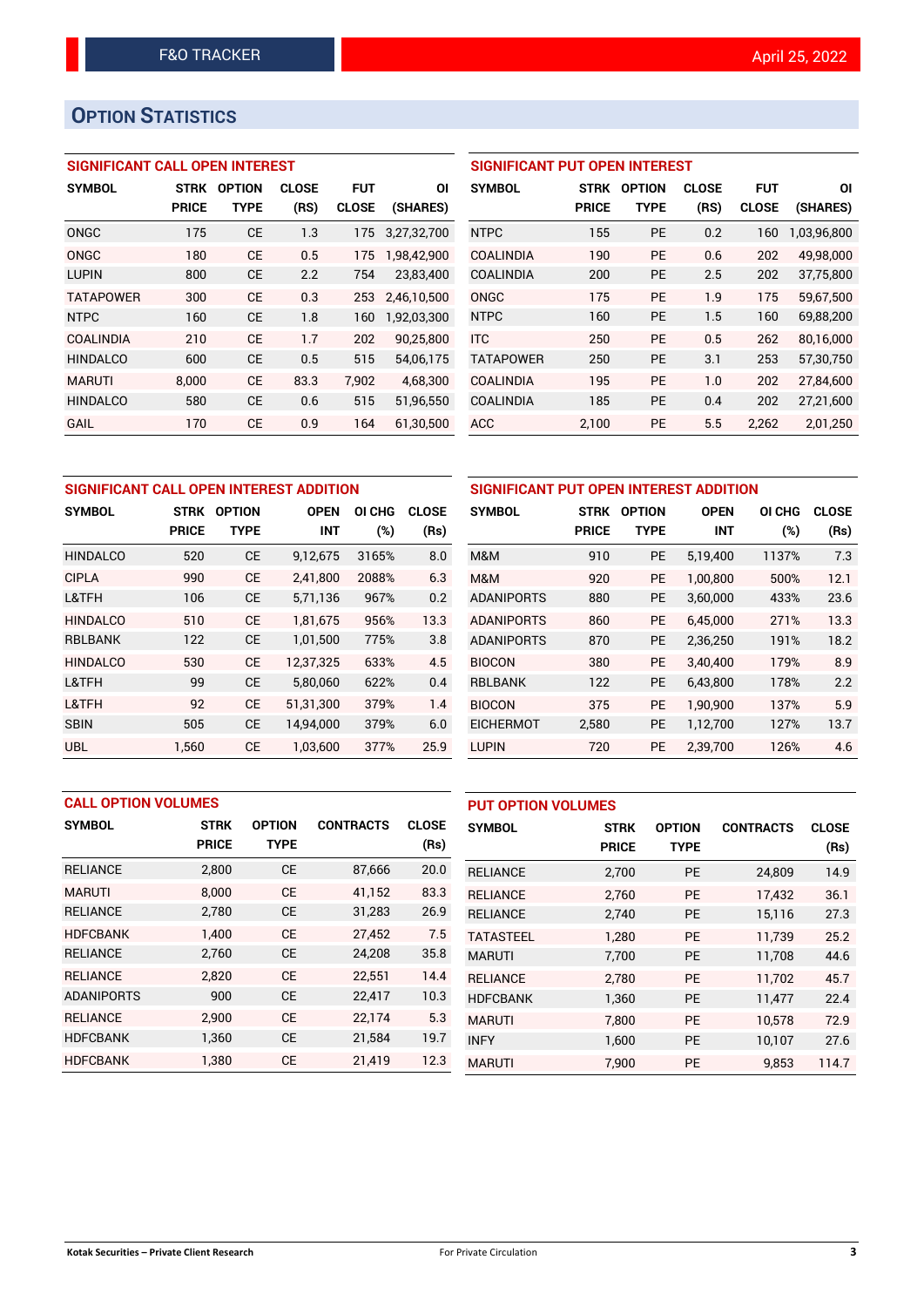## OPTION STATISTICS

### SIGNIFICANT CALL OPEN INTEREST

| SYMBOL | STRK PRICE | OPTION TYPE | CLOSE (RS) | FUT CLOSE | OI (SHARES) |
|---|---|---|---|---|---|
| ONGC | 175 | CE | 1.3 | 175 | 3,27,32,700 |
| ONGC | 180 | CE | 0.5 | 175 | 1,98,42,900 |
| LUPIN | 800 | CE | 2.2 | 754 | 23,83,400 |
| TATAPOWER | 300 | CE | 0.3 | 253 | 2,46,10,500 |
| NTPC | 160 | CE | 1.8 | 160 | 1,92,03,300 |
| COALINDIA | 210 | CE | 1.7 | 202 | 90,25,800 |
| HINDALCO | 600 | CE | 0.5 | 515 | 54,06,175 |
| MARUTI | 8,000 | CE | 83.3 | 7,902 | 4,68,300 |
| HINDALCO | 580 | CE | 0.6 | 515 | 51,96,550 |
| GAIL | 170 | CE | 0.9 | 164 | 61,30,500 |

### SIGNIFICANT PUT OPEN INTEREST

| SYMBOL | STRK PRICE | OPTION TYPE | CLOSE (RS) | FUT CLOSE | OI (SHARES) |
|---|---|---|---|---|---|
| NTPC | 155 | PE | 0.2 | 160 | 1,03,96,800 |
| COALINDIA | 190 | PE | 0.6 | 202 | 49,98,000 |
| COALINDIA | 200 | PE | 2.5 | 202 | 37,75,800 |
| ONGC | 175 | PE | 1.9 | 175 | 59,67,500 |
| NTPC | 160 | PE | 1.5 | 160 | 69,88,200 |
| ITC | 250 | PE | 0.5 | 262 | 80,16,000 |
| TATAPOWER | 250 | PE | 3.1 | 253 | 57,30,750 |
| COALINDIA | 195 | PE | 1.0 | 202 | 27,84,600 |
| COALINDIA | 185 | PE | 0.4 | 202 | 27,21,600 |
| ACC | 2,100 | PE | 5.5 | 2,262 | 2,01,250 |

### SIGNIFICANT CALL OPEN INTEREST ADDITION

| SYMBOL | STRK PRICE | OPTION TYPE | OPEN INT | OI CHG (%) | CLOSE (Rs) |
|---|---|---|---|---|---|
| HINDALCO | 520 | CE | 9,12,675 | 3165% | 8.0 |
| CIPLA | 990 | CE | 2,41,800 | 2088% | 6.3 |
| L&TFH | 106 | CE | 5,71,136 | 967% | 0.2 |
| HINDALCO | 510 | CE | 1,81,675 | 956% | 13.3 |
| RBLBANK | 122 | CE | 1,01,500 | 775% | 3.8 |
| HINDALCO | 530 | CE | 12,37,325 | 633% | 4.5 |
| L&TFH | 99 | CE | 5,80,060 | 622% | 0.4 |
| L&TFH | 92 | CE | 51,31,300 | 379% | 1.4 |
| SBIN | 505 | CE | 14,94,000 | 379% | 6.0 |
| UBL | 1,560 | CE | 1,03,600 | 377% | 25.9 |

### SIGNIFICANT PUT OPEN INTEREST ADDITION

| SYMBOL | STRK PRICE | OPTION TYPE | OPEN INT | OI CHG (%) | CLOSE (Rs) |
|---|---|---|---|---|---|
| M&M | 910 | PE | 5,19,400 | 1137% | 7.3 |
| M&M | 920 | PE | 1,00,800 | 500% | 12.1 |
| ADANIPORTS | 880 | PE | 3,60,000 | 433% | 23.6 |
| ADANIPORTS | 860 | PE | 6,45,000 | 271% | 13.3 |
| ADANIPORTS | 870 | PE | 2,36,250 | 191% | 18.2 |
| BIOCON | 380 | PE | 3,40,400 | 179% | 8.9 |
| RBLBANK | 122 | PE | 6,43,800 | 178% | 2.2 |
| BIOCON | 375 | PE | 1,90,900 | 137% | 5.9 |
| EICHERMOT | 2,580 | PE | 1,12,700 | 127% | 13.7 |
| LUPIN | 720 | PE | 2,39,700 | 126% | 4.6 |

### CALL OPTION VOLUMES

| SYMBOL | STRK PRICE | OPTION TYPE | CONTRACTS | CLOSE (Rs) |
|---|---|---|---|---|
| RELIANCE | 2,800 | CE | 87,666 | 20.0 |
| MARUTI | 8,000 | CE | 41,152 | 83.3 |
| RELIANCE | 2,780 | CE | 31,283 | 26.9 |
| HDFCBANK | 1,400 | CE | 27,452 | 7.5 |
| RELIANCE | 2,760 | CE | 24,208 | 35.8 |
| RELIANCE | 2,820 | CE | 22,551 | 14.4 |
| ADANIPORTS | 900 | CE | 22,417 | 10.3 |
| RELIANCE | 2,900 | CE | 22,174 | 5.3 |
| HDFCBANK | 1,360 | CE | 21,584 | 19.7 |
| HDFCBANK | 1,380 | CE | 21,419 | 12.3 |

### PUT OPTION VOLUMES

| SYMBOL | STRK PRICE | OPTION TYPE | CONTRACTS | CLOSE (Rs) |
|---|---|---|---|---|
| RELIANCE | 2,700 | PE | 24,809 | 14.9 |
| RELIANCE | 2,760 | PE | 17,432 | 36.1 |
| RELIANCE | 2,740 | PE | 15,116 | 27.3 |
| TATASTEEL | 1,280 | PE | 11,739 | 25.2 |
| MARUTI | 7,700 | PE | 11,708 | 44.6 |
| RELIANCE | 2,780 | PE | 11,702 | 45.7 |
| HDFCBANK | 1,360 | PE | 11,477 | 22.4 |
| MARUTI | 7,800 | PE | 10,578 | 72.9 |
| INFY | 1,600 | PE | 10,107 | 27.6 |
| MARUTI | 7,900 | PE | 9,853 | 114.7 |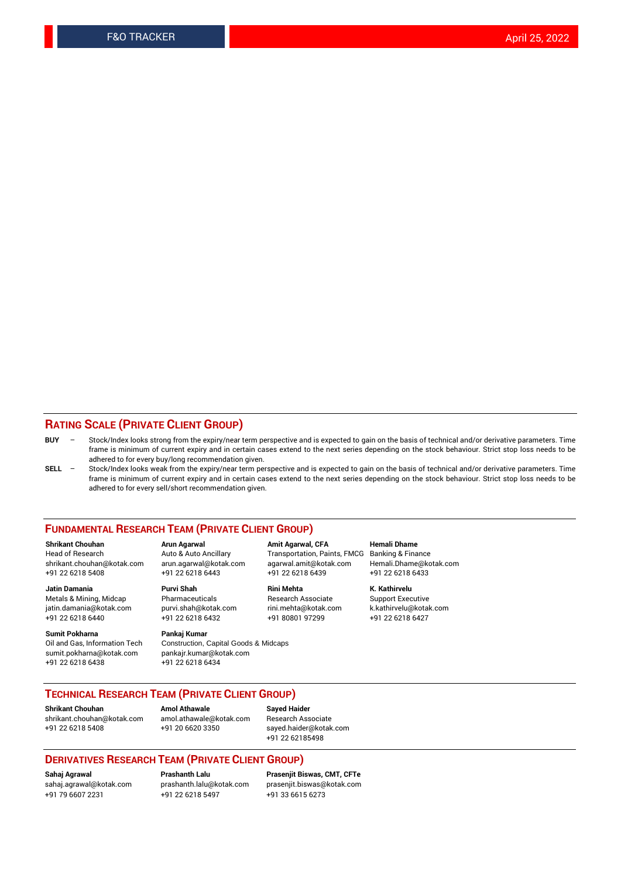## RATING SCALE (PRIVATE CLIENT GROUP)

**BUY** – Stock/Index looks strong from the expiry/near term perspective and is expected to gain on the basis of technical and/or derivative parameters. Time frame is minimum of current expiry and in certain cases extend to the next series depending on the stock behaviour. Strict stop loss needs to be adhered to for every buy/long recommendation given.

**SELL** – Stock/Index looks weak from the expiry/near term perspective and is expected to gain on the basis of technical and/or derivative parameters. Time frame is minimum of current expiry and in certain cases extend to the next series depending on the stock behaviour. Strict stop loss needs to be adhered to for every sell/short recommendation given.

## FUNDAMENTAL RESEARCH TEAM (PRIVATE CLIENT GROUP)

**Shrikant Chouhan**
Head of Research
shrikant.chouhan@kotak.com
+91 22 6218 5408

**Arun Agarwal**
Auto & Auto Ancillary
arun.agarwal@kotak.com
+91 22 6218 6443

**Amit Agarwal, CFA**
Transportation, Paints, FMCG
agarwal.amit@kotak.com
+91 22 6218 6439

**Hemali Dhame**
Banking & Finance
Hemali.Dhame@kotak.com
+91 22 6218 6433

**Jatin Damania**
Metals & Mining, Midcap
jatin.damania@kotak.com
+91 22 6218 6440

**Purvi Shah**
Pharmaceuticals
purvi.shah@kotak.com
+91 22 6218 6432

**Rini Mehta**
Research Associate
rini.mehta@kotak.com
+91 80801 97299

**K. Kathirvelu**
Support Executive
k.kathirvelu@kotak.com
+91 22 6218 6427

**Sumit Pokharna**
Oil and Gas, Information Tech
sumit.pokharna@kotak.com
+91 22 6218 6438

**Pankaj Kumar**
Construction, Capital Goods & Midcaps
pankajr.kumar@kotak.com
+91 22 6218 6434

## TECHNICAL RESEARCH TEAM (PRIVATE CLIENT GROUP)

**Shrikant Chouhan**
shrikant.chouhan@kotak.com
+91 22 6218 5408

**Amol Athawale**
amol.athawale@kotak.com
+91 20 6620 3350

**Sayed Haider**
Research Associate
sayed.haider@kotak.com
+91 22 62185498

## DERIVATIVES RESEARCH TEAM (PRIVATE CLIENT GROUP)

**Sahaj Agrawal**
sahaj.agrawal@kotak.com
+91 79 6607 2231

**Prashanth Lalu**
prashanth.lalu@kotak.com
+91 22 6218 5497

**Prasenjit Biswas, CMT, CFTe**
prasenjit.biswas@kotak.com
+91 33 6615 6273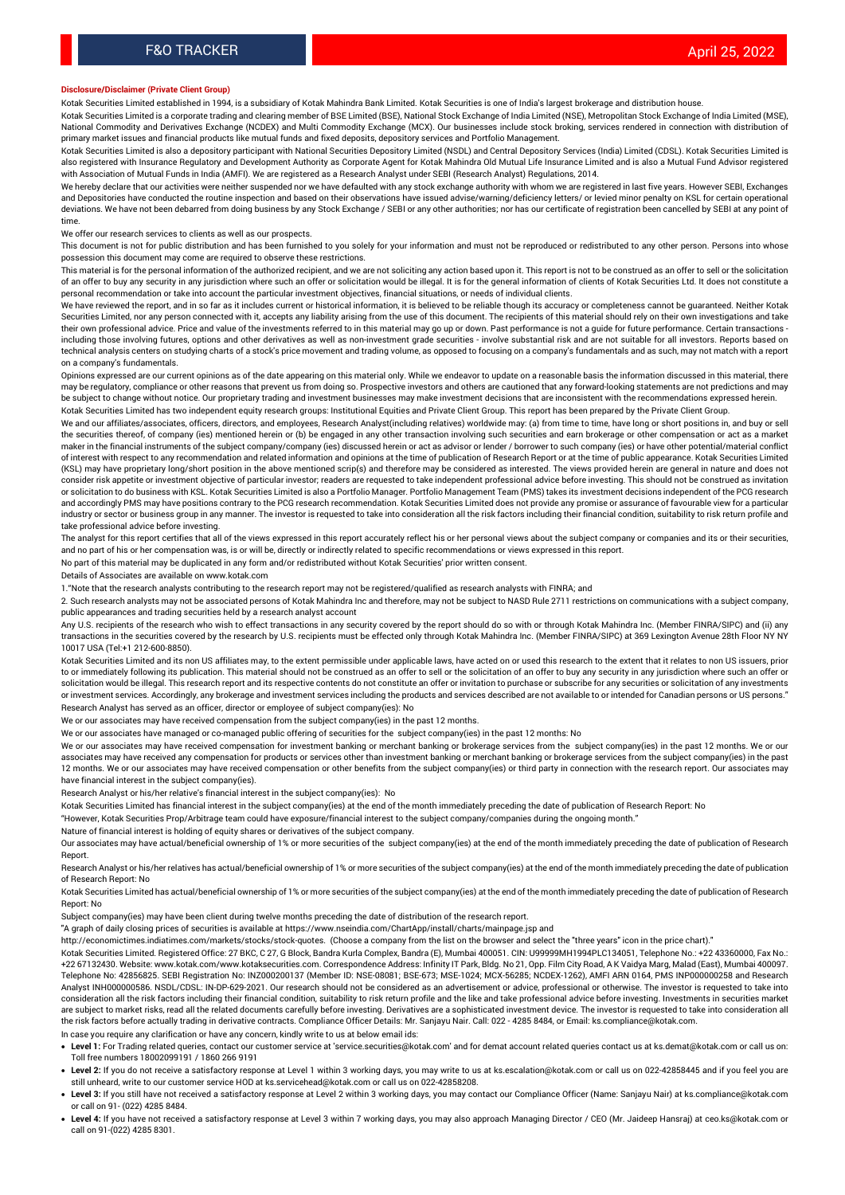**Disclosure/Disclaimer (Private Client Group)**

Kotak Securities Limited established in 1994, is a subsidiary of Kotak Mahindra Bank Limited. Kotak Securities is one of India's largest brokerage and distribution house.

Kotak Securities Limited is a corporate trading and clearing member of BSE Limited (BSE), National Stock Exchange of India Limited (NSE), Metropolitan Stock Exchange of India Limited (MSE), National Commodity and Derivatives Exchange (NCDEX) and Multi Commodity Exchange (MCX). Our businesses include stock broking, services rendered in connection with distribution of primary market issues and financial products like mutual funds and fixed deposits, depository services and Portfolio Management.

Kotak Securities Limited is also a depository participant with National Securities Depository Limited (NSDL) and Central Depository Services (India) Limited (CDSL). Kotak Securities Limited is also registered with Insurance Regulatory and Development Authority as Corporate Agent for Kotak Mahindra Old Mutual Life Insurance Limited and is also a Mutual Fund Advisor registered with Association of Mutual Funds in India (AMFI). We are registered as a Research Analyst under SEBI (Research Analyst) Regulations, 2014.

We hereby declare that our activities were neither suspended nor we have defaulted with any stock exchange authority with whom we are registered in last five years. However SEBI, Exchanges and Depositories have conducted the routine inspection and based on their observations have issued advise/warning/deficiency letters/ or levied minor penalty on KSL for certain operational deviations. We have not been debarred from doing business by any Stock Exchange / SEBI or any other authorities; nor has our certificate of registration been cancelled by SEBI at any point of time.

We offer our research services to clients as well as our prospects.

This document is not for public distribution and has been furnished to you solely for your information and must not be reproduced or redistributed to any other person. Persons into whose possession this document may come are required to observe these restrictions.

This material is for the personal information of the authorized recipient, and we are not soliciting any action based upon it. This report is not to be construed as an offer to sell or the solicitation of an offer to buy any security in any jurisdiction where such an offer or solicitation would be illegal. It is for the general information of clients of Kotak Securities Ltd. It does not constitute a personal recommendation or take into account the particular investment objectives, financial situations, or needs of individual clients.

We have reviewed the report, and in so far as it includes current or historical information, it is believed to be reliable though its accuracy or completeness cannot be guaranteed. Neither Kotak Securities Limited, nor any person connected with it, accepts any liability arising from the use of this document. The recipients of this material should rely on their own investigations and take their own professional advice. Price and value of the investments referred to in this material may go up or down. Past performance is not a guide for future performance. Certain transactions - including those involving futures, options and other derivatives as well as non-investment grade securities - involve substantial risk and are not suitable for all investors. Reports based on technical analysis centers on studying charts of a stock's price movement and trading volume, as opposed to focusing on a company's fundamentals and as such, may not match with a report on a company's fundamentals.

Opinions expressed are our current opinions as of the date appearing on this material only. While we endeavor to update on a reasonable basis the information discussed in this material, there may be regulatory, compliance or other reasons that prevent us from doing so. Prospective investors and others are cautioned that any forward-looking statements are not predictions and may be subject to change without notice. Our proprietary trading and investment businesses may make investment decisions that are inconsistent with the recommendations expressed herein.

Kotak Securities Limited has two independent equity research groups: Institutional Equities and Private Client Group. This report has been prepared by the Private Client Group.

We and our affiliates/associates, officers, directors, and employees, Research Analyst(including relatives) worldwide may: (a) from time to time, have long or short positions in, and buy or sell the securities thereof, of company (ies) mentioned herein or (b) be engaged in any other transaction involving such securities and earn brokerage or other compensation or act as a market maker in the financial instruments of the subject company/company (ies) discussed herein or act as advisor or lender / borrower to such company (ies) or have other potential/material conflict of interest with respect to any recommendation and related information and opinions at the time of publication of Research Report or at the time of public appearance. Kotak Securities Limited (KSL) may have proprietary long/short position in the above mentioned scrip(s) and therefore may be considered as interested. The views provided herein are general in nature and does not consider risk appetite or investment objective of particular investor; readers are requested to take independent professional advice before investing. This should not be construed as invitation or solicitation to do business with KSL. Kotak Securities Limited is also a Portfolio Manager. Portfolio Management Team (PMS) takes its investment decisions independent of the PCG research and accordingly PMS may have positions contrary to the PCG research recommendation. Kotak Securities Limited does not provide any promise or assurance of favourable view for a particular industry or sector or business group in any manner. The investor is requested to take into consideration all the risk factors including their financial condition, suitability to risk return profile and take professional advice before investing.

The analyst for this report certifies that all of the views expressed in this report accurately reflect his or her personal views about the subject company or companies and its or their securities, and no part of his or her compensation was, is or will be, directly or indirectly related to specific recommendations or views expressed in this report.

No part of this material may be duplicated in any form and/or redistributed without Kotak Securities' prior written consent.

Details of Associates are available on www.kotak.com

1."Note that the research analysts contributing to the research report may not be registered/qualified as research analysts with FINRA; and

2. Such research analysts may not be associated persons of Kotak Mahindra Inc and therefore, may not be subject to NASD Rule 2711 restrictions on communications with a subject company, public appearances and trading securities held by a research analyst account

Any U.S. recipients of the research who wish to effect transactions in any security covered by the report should do so with or through Kotak Mahindra Inc. (Member FINRA/SIPC) and (ii) any transactions in the securities covered by the research by U.S. recipients must be effected only through Kotak Mahindra Inc. (Member FINRA/SIPC) at 369 Lexington Avenue 28th Floor NY NY 10017 USA (Tel:+1 212-600-8850).

Kotak Securities Limited and its non US affiliates may, to the extent permissible under applicable laws, have acted on or used this research to the extent that it relates to non US issuers, prior to or immediately following its publication. This material should not be construed as an offer to sell or the solicitation of an offer to buy any security in any jurisdiction where such an offer or solicitation would be illegal. This research report and its respective contents do not constitute an offer or invitation to purchase or subscribe for any securities or solicitation of any investments or investment services. Accordingly, any brokerage and investment services including the products and services described are not available to or intended for Canadian persons or US persons."

Research Analyst has served as an officer, director or employee of subject company(ies): No

We or our associates may have received compensation from the subject company(ies) in the past 12 months.

We or our associates have managed or co-managed public offering of securities for the subject company(ies) in the past 12 months: No

We or our associates may have received compensation for investment banking or merchant banking or brokerage services from the subject company(ies) in the past 12 months. We or our associates may have received any compensation for products or services other than investment banking or merchant banking or brokerage services from the subject company(ies) in the past 12 months. We or our associates may have received compensation or other benefits from the subject company(ies) or third party in connection with the research report. Our associates may have financial interest in the subject company(ies).

Research Analyst or his/her relative's financial interest in the subject company(ies): No

Kotak Securities Limited has financial interest in the subject company(ies) at the end of the month immediately preceding the date of publication of Research Report: No

"However, Kotak Securities Prop/Arbitrage team could have exposure/financial interest to the subject company/companies during the ongoing month."

Nature of financial interest is holding of equity shares or derivatives of the subject company.

Our associates may have actual/beneficial ownership of 1% or more securities of the subject company(ies) at the end of the month immediately preceding the date of publication of Research Report.

Research Analyst or his/her relatives has actual/beneficial ownership of 1% or more securities of the subject company(ies) at the end of the month immediately preceding the date of publication of Research Report: No

Kotak Securities Limited has actual/beneficial ownership of 1% or more securities of the subject company(ies) at the end of the month immediately preceding the date of publication of Research Report: No

Subject company(ies) may have been client during twelve months preceding the date of distribution of the research report.

"A graph of daily closing prices of securities is available at https://www.nseindia.com/ChartApp/install/charts/mainpage.jsp and

http://economictimes.indiatimes.com/markets/stocks/stock-quotes. (Choose a company from the list on the browser and select the "three years" icon in the price chart)."

Kotak Securities Limited. Registered Office: 27 BKC, C 27, G Block, Bandra Kurla Complex, Bandra (E), Mumbai 400051. CIN: U99999MH1994PLC134051, Telephone No.: +22 43360000, Fax No.: +22 67132430. Website: www.kotak.com/www.kotaksecurities.com. Correspondence Address: Infinity IT Park, Bldg. No 21, Opp. Film City Road, A K Vaidya Marg, Malad (East), Mumbai 400097. Telephone No: 42856825. SEBI Registration No: INZ000200137 (Member ID: NSE-08081; BSE-673; MSE-1024; MCX-56285; NCDEX-1262), AMFI ARN 0164, PMS INP000000258 and Research Analyst INH000000586. NSDL/CDSL: IN-DP-629-2021. Our research should not be considered as an advertisement or advice, professional or otherwise. The investor is requested to take into consideration all the risk factors including their financial condition, suitability to risk return profile and the like and take professional advice before investing. Investments in securities market are subject to market risks, read all the related documents carefully before investing. Derivatives are a sophisticated investment device. The investor is requested to take into consideration all the risk factors before actually trading in derivative contracts. Compliance Officer Details: Mr. Sanjayu Nair. Call: 022 - 4285 8484, or Email: ks.compliance@kotak.com.

In case you require any clarification or have any concern, kindly write to us at below email ids:

- **Level 1:** For Trading related queries, contact our customer service at 'service.securities@kotak.com' and for demat account related queries contact us at ks.demat@kotak.com or call us on: Toll free numbers 18002099191 / 1860 266 9191
- **Level 2:** If you do not receive a satisfactory response at Level 1 within 3 working days, you may write to us at ks.escalation@kotak.com or call us on 022-42858445 and if you feel you are still unheard, write to our customer service HOD at ks.servicehead@kotak.com or call us on 022-42858208.
- **Level 3:** If you still have not received a satisfactory response at Level 2 within 3 working days, you may contact our Compliance Officer (Name: Sanjayu Nair) at ks.compliance@kotak.com or call on 91- (022) 4285 8484.
- **Level 4:** If you have not received a satisfactory response at Level 3 within 7 working days, you may also approach Managing Director / CEO (Mr. Jaideep Hansraj) at ceo.ks@kotak.com or call on 91-(022) 4285 8301.